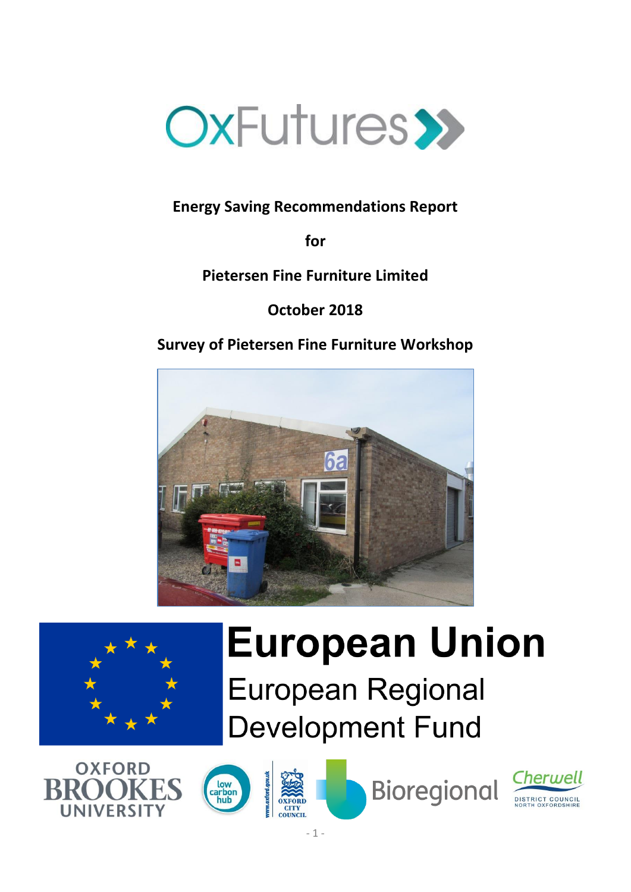OxFutures

**Energy Saving Recommendations Report**

**for**

**Pietersen Fine Furniture Limited**

**October 2018**

**Survey of Pietersen Fine Furniture Workshop**

European Union

European Regional Development Fund

OXFORD BROOKES UNIVERSITY

low carbon hub

www.oxford.gov.uk OXFORD CITY COUNCIL

Bioregional

Cherwell DISTRICT COUNCIL NORTH OXFORDSHIRE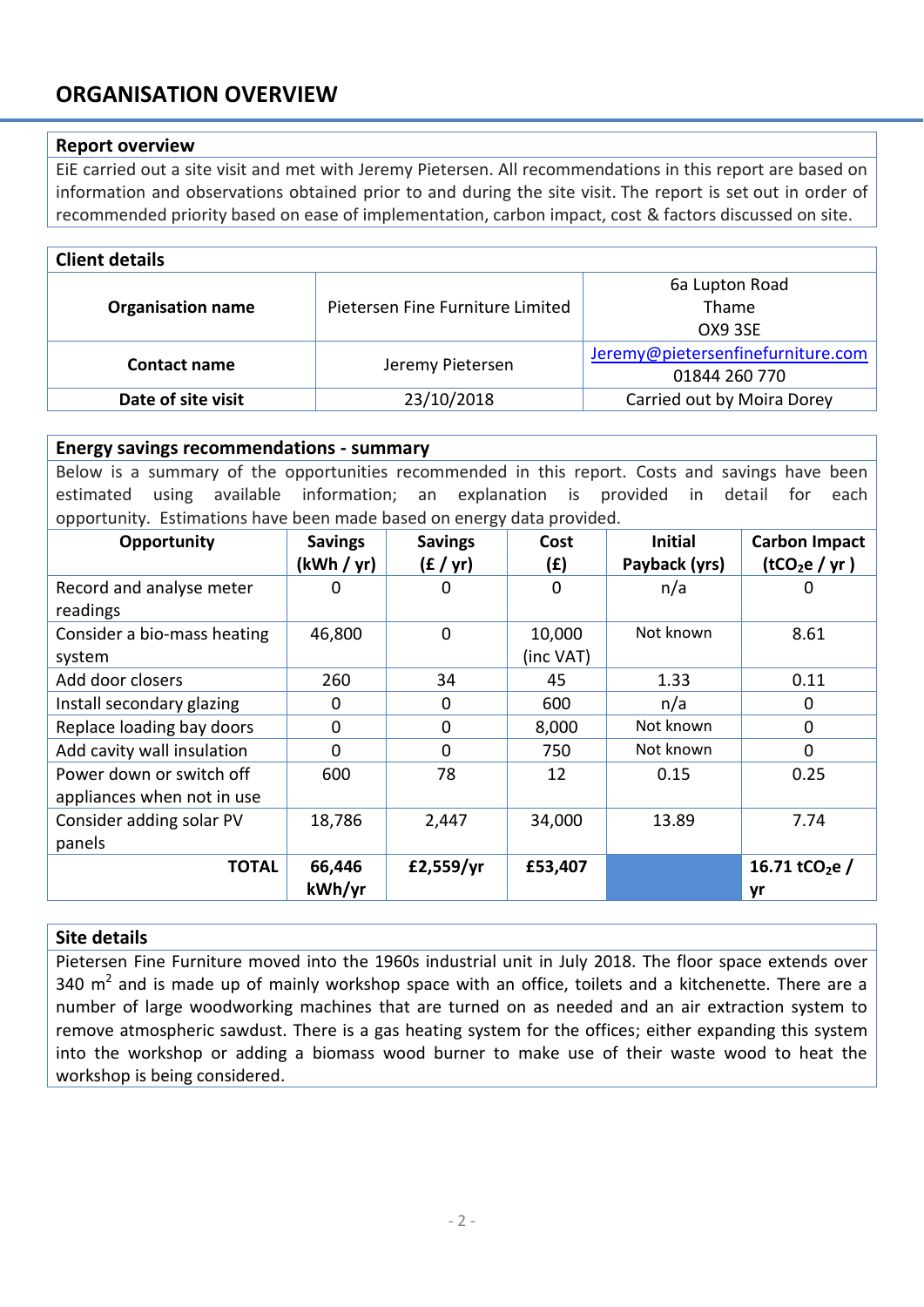# ORGANISATION OVERVIEW

## Report overview

EiE carried out a site visit and met with Jeremy Pietersen. All recommendations in this report are based on information and observations obtained prior to and during the site visit. The report is set out in order of recommended priority based on ease of implementation, carbon impact, cost & factors discussed on site.

## Client details

| | | |
|---|---|---|
| **Organisation name** | Pietersen Fine Furniture Limited | 6a Lupton Road<br>Thame<br>OX9 3SE |
| **Contact name** | Jeremy Pietersen | Jeremy@pietersenfinefurniture.com<br>01844 260 770 |
| **Date of site visit** | 23/10/2018 | Carried out by Moira Dorey |

## Energy savings recommendations - summary

Below is a summary of the opportunities recommended in this report. Costs and savings have been estimated using available information; an explanation is provided in detail for each opportunity. Estimations have been made based on energy data provided.

| Opportunity | Savings (kWh / yr) | Savings (£ / yr) | Cost (£) | Initial Payback (yrs) | Carbon Impact ($tCO_2e$ / yr ) |
|---|---|---|---|---|---|
| Record and analyse meter readings | 0 | 0 | 0 | n/a | 0 |
| Consider a bio-mass heating system | 46,800 | 0 | 10,000 (inc VAT) | Not known | 8.61 |
| Add door closers | 260 | 34 | 45 | 1.33 | 0.11 |
| Install secondary glazing | 0 | 0 | 600 | n/a | 0 |
| Replace loading bay doors | 0 | 0 | 8,000 | Not known | 0 |
| Add cavity wall insulation | 0 | 0 | 750 | Not known | 0 |
| Power down or switch off appliances when not in use | 600 | 78 | 12 | 0.15 | 0.25 |
| Consider adding solar PV panels | 18,786 | 2,447 | 34,000 | 13.89 | 7.74 |
| **TOTAL** | **66,446 kWh/yr** | **£2,559/yr** | **£53,407** | | **16.71 $tCO_2e$ / yr** |

## Site details

Pietersen Fine Furniture moved into the 1960s industrial unit in July 2018. The floor space extends over 340 $m^2$ and is made up of mainly workshop space with an office, toilets and a kitchenette. There are a number of large woodworking machines that are turned on as needed and an air extraction system to remove atmospheric sawdust. There is a gas heating system for the offices; either expanding this system into the workshop or adding a biomass wood burner to make use of their waste wood to heat the workshop is being considered.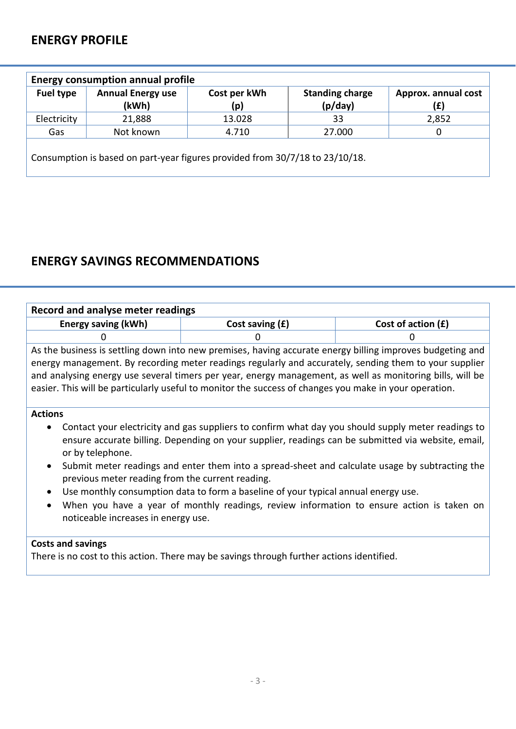## ENERGY PROFILE

| Energy consumption annual profile | | | | |
|---|---|---|---|---|
| **Fuel type** | **Annual Energy use (kWh)** | **Cost per kWh (p)** | **Standing charge (p/day)** | **Approx. annual cost (£)** |
| Electricity | 21,888 | 13.028 | 33 | 2,852 |
| Gas | Not known | 4.710 | 27.000 | 0 |

Consumption is based on part-year figures provided from 30/7/18 to 23/10/18.

## ENERGY SAVINGS RECOMMENDATIONS

| Record and analyse meter readings | | |
|---|---|---|
| **Energy saving (kWh)** | **Cost saving (£)** | **Cost of action (£)** |
| 0 | 0 | 0 |

As the business is settling down into new premises, having accurate energy billing improves budgeting and energy management. By recording meter readings regularly and accurately, sending them to your supplier and analysing energy use several timers per year, energy management, as well as monitoring bills, will be easier. This will be particularly useful to monitor the success of changes you make in your operation.

**Actions**

- Contact your electricity and gas suppliers to confirm what day you should supply meter readings to ensure accurate billing. Depending on your supplier, readings can be submitted via website, email, or by telephone.
- Submit meter readings and enter them into a spread-sheet and calculate usage by subtracting the previous meter reading from the current reading.
- Use monthly consumption data to form a baseline of your typical annual energy use.
- When you have a year of monthly readings, review information to ensure action is taken on noticeable increases in energy use.

**Costs and savings**

There is no cost to this action. There may be savings through further actions identified.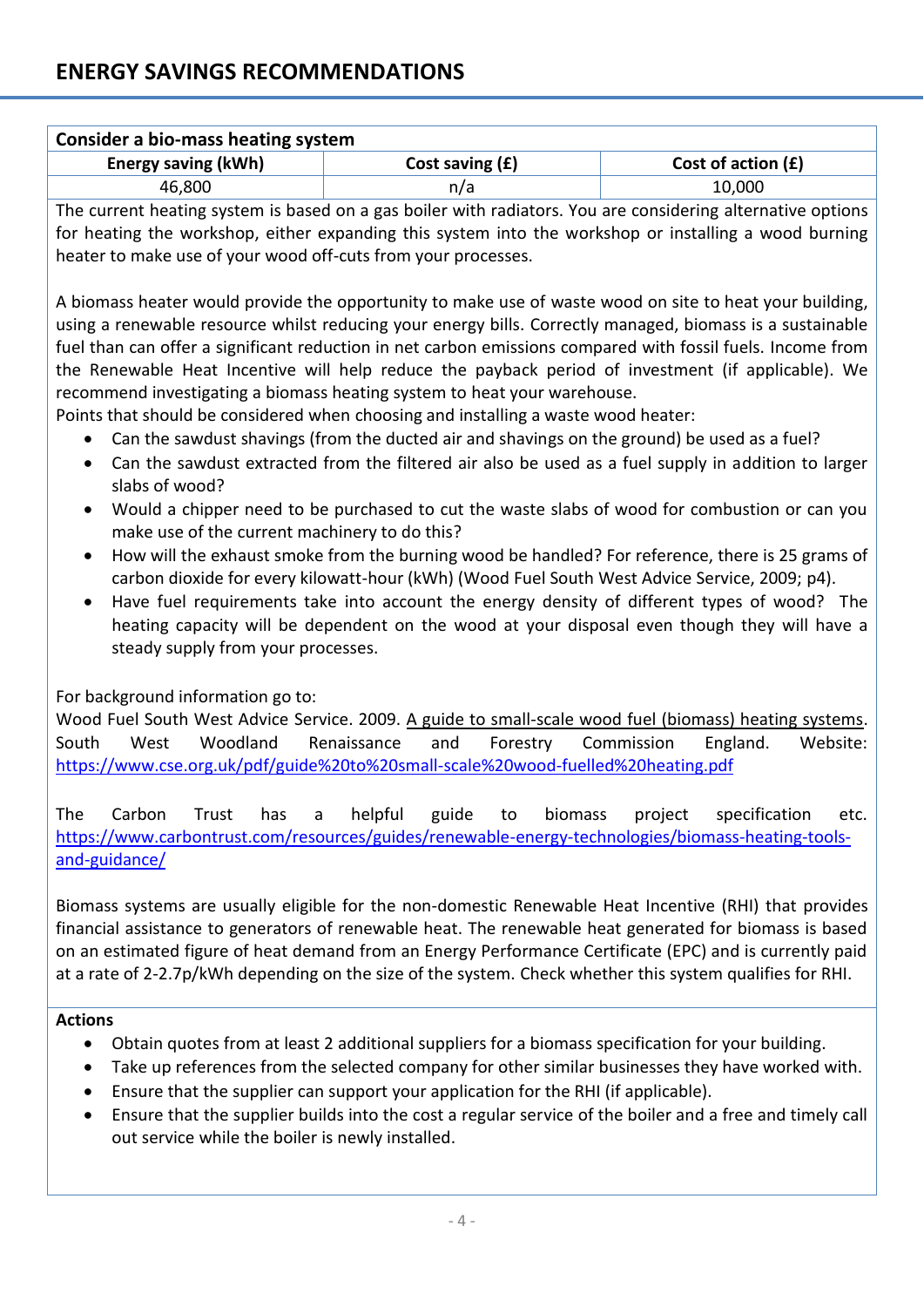# ENERGY SAVINGS RECOMMENDATIONS

**Consider a bio-mass heating system**

| Energy saving (kWh) | Cost saving (£) | Cost of action (£) |
|---|---|---|
| 46,800 | n/a | 10,000 |

The current heating system is based on a gas boiler with radiators. You are considering alternative options for heating the workshop, either expanding this system into the workshop or installing a wood burning heater to make use of your wood off-cuts from your processes.

A biomass heater would provide the opportunity to make use of waste wood on site to heat your building, using a renewable resource whilst reducing your energy bills. Correctly managed, biomass is a sustainable fuel than can offer a significant reduction in net carbon emissions compared with fossil fuels. Income from the Renewable Heat Incentive will help reduce the payback period of investment (if applicable). We recommend investigating a biomass heating system to heat your warehouse.
Points that should be considered when choosing and installing a waste wood heater:

- Can the sawdust shavings (from the ducted air and shavings on the ground) be used as a fuel?
- Can the sawdust extracted from the filtered air also be used as a fuel supply in addition to larger slabs of wood?
- Would a chipper need to be purchased to cut the waste slabs of wood for combustion or can you make use of the current machinery to do this?
- How will the exhaust smoke from the burning wood be handled? For reference, there is 25 grams of carbon dioxide for every kilowatt-hour (kWh) (Wood Fuel South West Advice Service, 2009; p4).
- Have fuel requirements take into account the energy density of different types of wood? The heating capacity will be dependent on the wood at your disposal even though they will have a steady supply from your processes.

For background information go to:
Wood Fuel South West Advice Service. 2009. A guide to small-scale wood fuel (biomass) heating systems. South West Woodland Renaissance and Forestry Commission England. Website: https://www.cse.org.uk/pdf/guide%20to%20small-scale%20wood-fuelled%20heating.pdf

The Carbon Trust has a helpful guide to biomass project specification etc. https://www.carbontrust.com/resources/guides/renewable-energy-technologies/biomass-heating-tools-and-guidance/

Biomass systems are usually eligible for the non-domestic Renewable Heat Incentive (RHI) that provides financial assistance to generators of renewable heat. The renewable heat generated for biomass is based on an estimated figure of heat demand from an Energy Performance Certificate (EPC) and is currently paid at a rate of 2-2.7p/kWh depending on the size of the system. Check whether this system qualifies for RHI.

**Actions**

- Obtain quotes from at least 2 additional suppliers for a biomass specification for your building.
- Take up references from the selected company for other similar businesses they have worked with.
- Ensure that the supplier can support your application for the RHI (if applicable).
- Ensure that the supplier builds into the cost a regular service of the boiler and a free and timely call out service while the boiler is newly installed.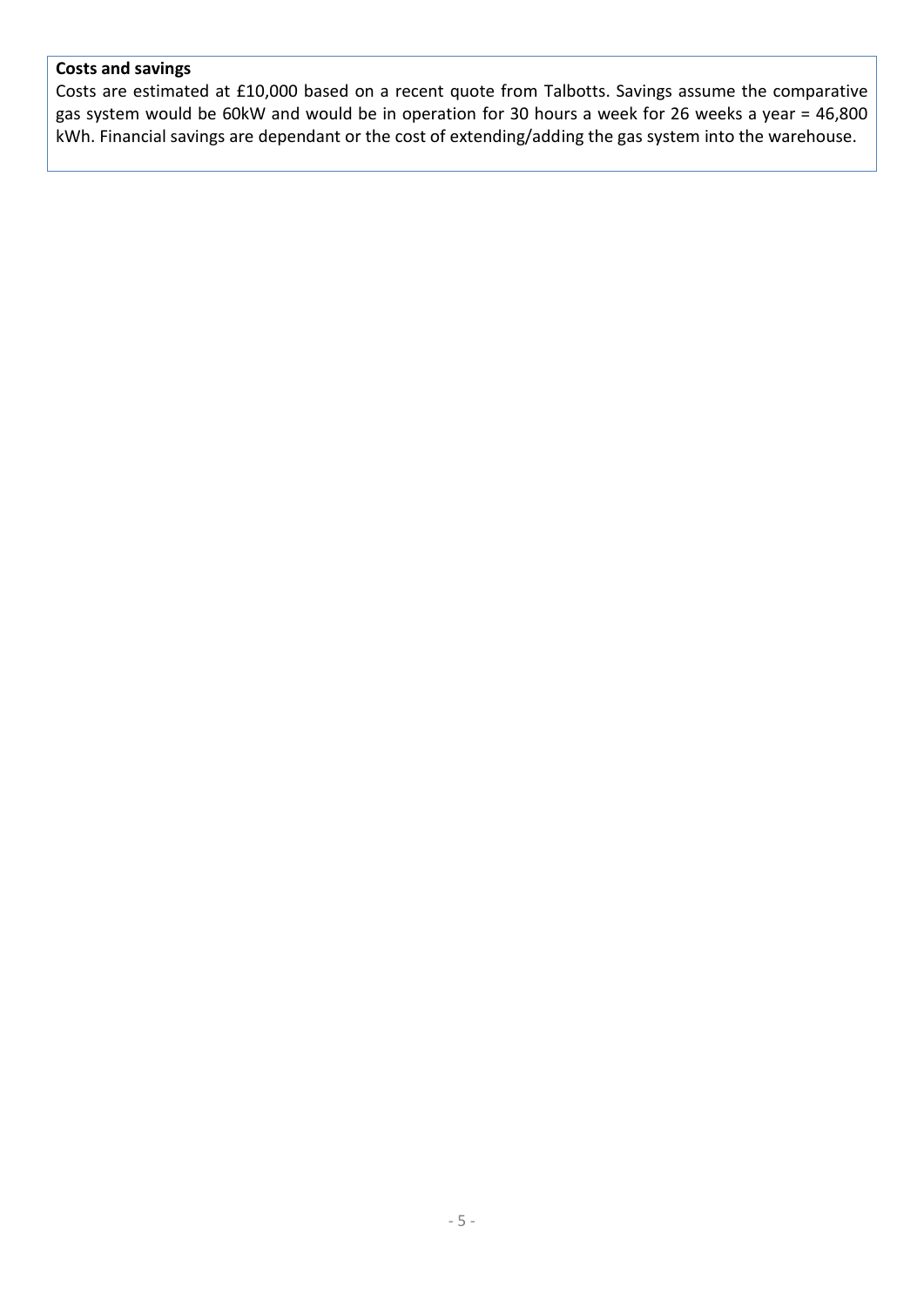**Costs and savings**

Costs are estimated at £10,000 based on a recent quote from Talbotts. Savings assume the comparative gas system would be 60kW and would be in operation for 30 hours a week for 26 weeks a year = 46,800 kWh. Financial savings are dependant or the cost of extending/adding the gas system into the warehouse.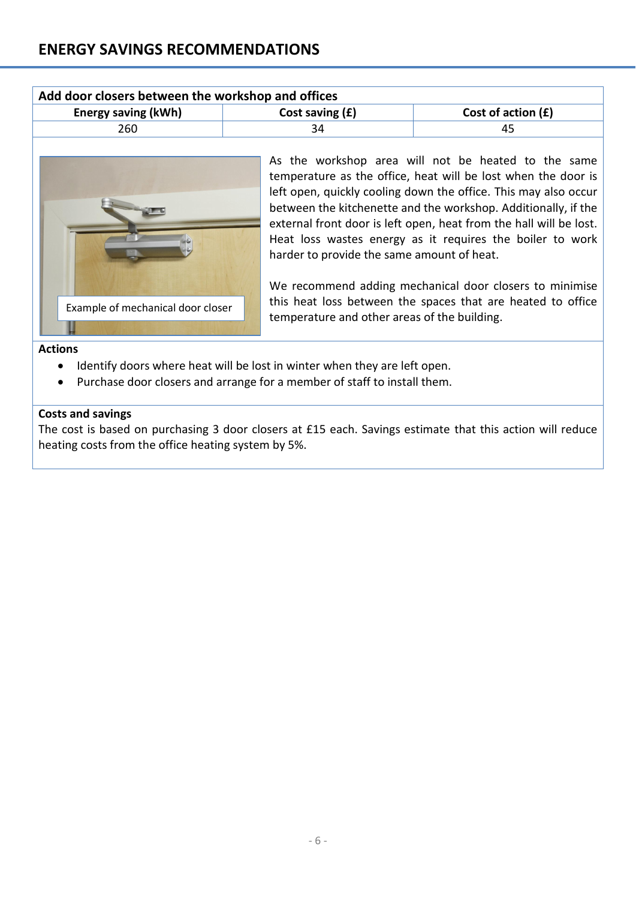# ENERGY SAVINGS RECOMMENDATIONS

**Add door closers between the workshop and offices**

| Energy saving (kWh) | Cost saving (£) | Cost of action (£) |
|---|---|---|
| 260 | 34 | 45 |

Example of mechanical door closer

As the workshop area will not be heated to the same temperature as the office, heat will be lost when the door is left open, quickly cooling down the office. This may also occur between the kitchenette and the workshop. Additionally, if the external front door is left open, heat from the hall will be lost. Heat loss wastes energy as it requires the boiler to work harder to provide the same amount of heat.

We recommend adding mechanical door closers to minimise this heat loss between the spaces that are heated to office temperature and other areas of the building.

**Actions**

- Identify doors where heat will be lost in winter when they are left open.
- Purchase door closers and arrange for a member of staff to install them.

**Costs and savings**

The cost is based on purchasing 3 door closers at £15 each. Savings estimate that this action will reduce heating costs from the office heating system by 5%.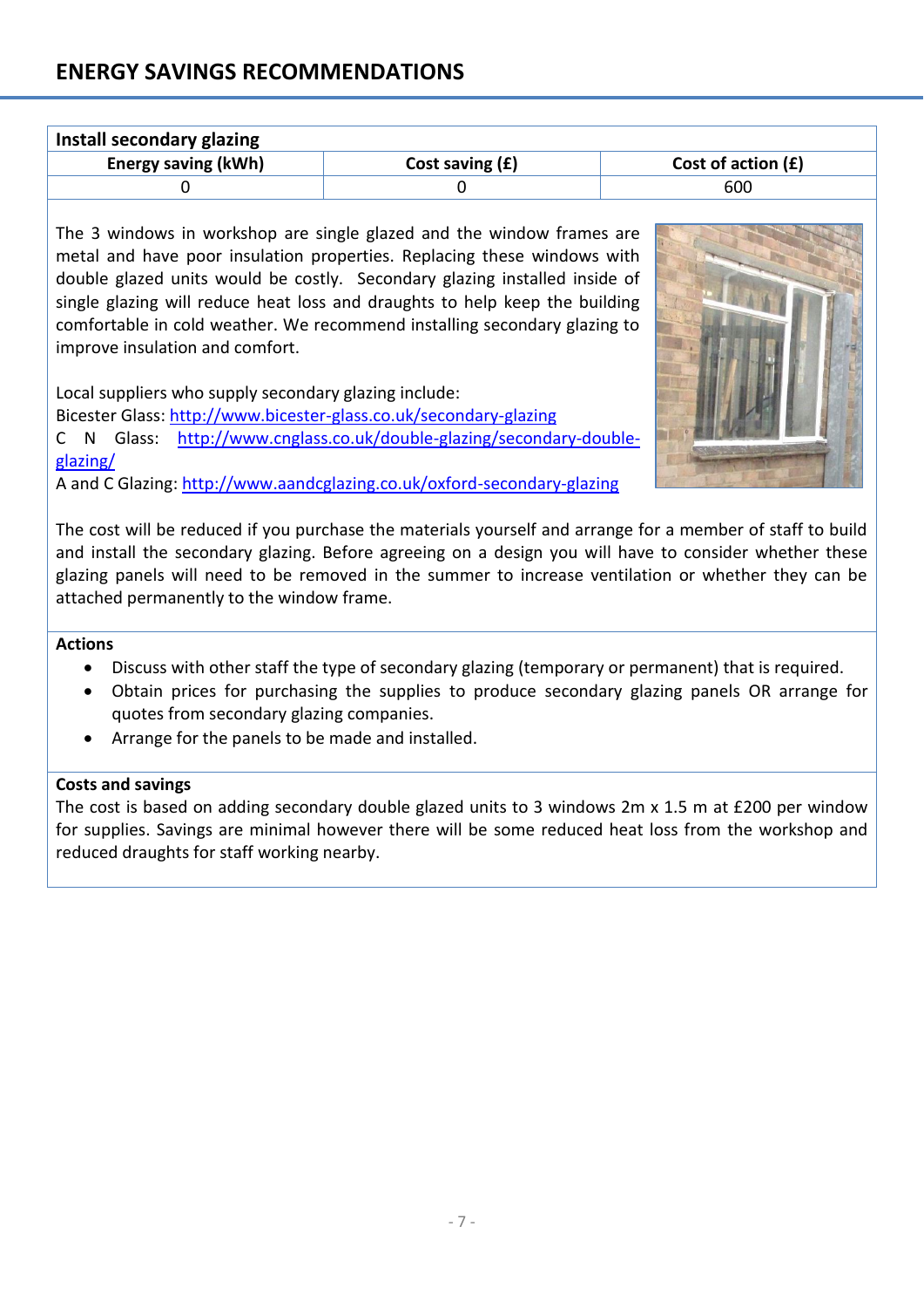## ENERGY SAVINGS RECOMMENDATIONS

**Install secondary glazing**

| Energy saving (kWh) | Cost saving (£) | Cost of action (£) |
|---|---|---|
| 0 | 0 | 600 |

The 3 windows in workshop are single glazed and the window frames are metal and have poor insulation properties. Replacing these windows with double glazed units would be costly. Secondary glazing installed inside of single glazing will reduce heat loss and draughts to help keep the building comfortable in cold weather. We recommend installing secondary glazing to improve insulation and comfort.

Local suppliers who supply secondary glazing include:
Bicester Glass: http://www.bicester-glass.co.uk/secondary-glazing
C N Glass: http://www.cnglass.co.uk/double-glazing/secondary-double-glazing/
A and C Glazing: http://www.aandcglazing.co.uk/oxford-secondary-glazing

The cost will be reduced if you purchase the materials yourself and arrange for a member of staff to build and install the secondary glazing. Before agreeing on a design you will have to consider whether these glazing panels will need to be removed in the summer to increase ventilation or whether they can be attached permanently to the window frame.

**Actions**

- Discuss with other staff the type of secondary glazing (temporary or permanent) that is required.
- Obtain prices for purchasing the supplies to produce secondary glazing panels OR arrange for quotes from secondary glazing companies.
- Arrange for the panels to be made and installed.

**Costs and savings**

The cost is based on adding secondary double glazed units to 3 windows 2m x 1.5 m at £200 per window for supplies. Savings are minimal however there will be some reduced heat loss from the workshop and reduced draughts for staff working nearby.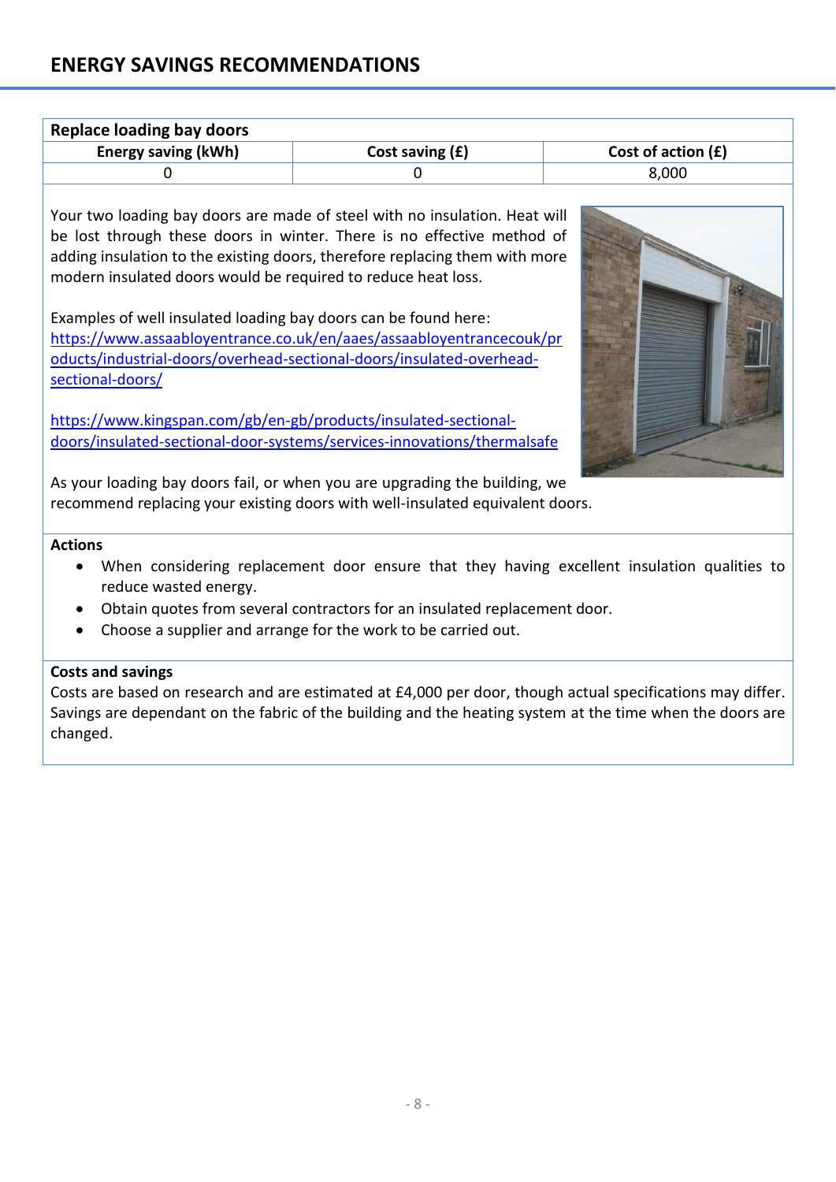## ENERGY SAVINGS RECOMMENDATIONS

| Replace loading bay doors | | |
|---|---|---|
| **Energy saving (kWh)** | **Cost saving (£)** | **Cost of action (£)** |
| 0 | 0 | 8,000 |

Your two loading bay doors are made of steel with no insulation. Heat will be lost through these doors in winter. There is no effective method of adding insulation to the existing doors, therefore replacing them with more modern insulated doors would be required to reduce heat loss.

Examples of well insulated loading bay doors can be found here:
https://www.assaabloyentrance.co.uk/en/aaes/assaabloyentrancecouk/products/industrial-doors/overhead-sectional-doors/insulated-overhead-sectional-doors/

https://www.kingspan.com/gb/en-gb/products/insulated-sectional-doors/insulated-sectional-door-systems/services-innovations/thermalsafe

As your loading bay doors fail, or when you are upgrading the building, we recommend replacing your existing doors with well-insulated equivalent doors.

**Actions**

- When considering replacement door ensure that they having excellent insulation qualities to reduce wasted energy.
- Obtain quotes from several contractors for an insulated replacement door.
- Choose a supplier and arrange for the work to be carried out.

**Costs and savings**

Costs are based on research and are estimated at £4,000 per door, though actual specifications may differ. Savings are dependant on the fabric of the building and the heating system at the time when the doors are changed.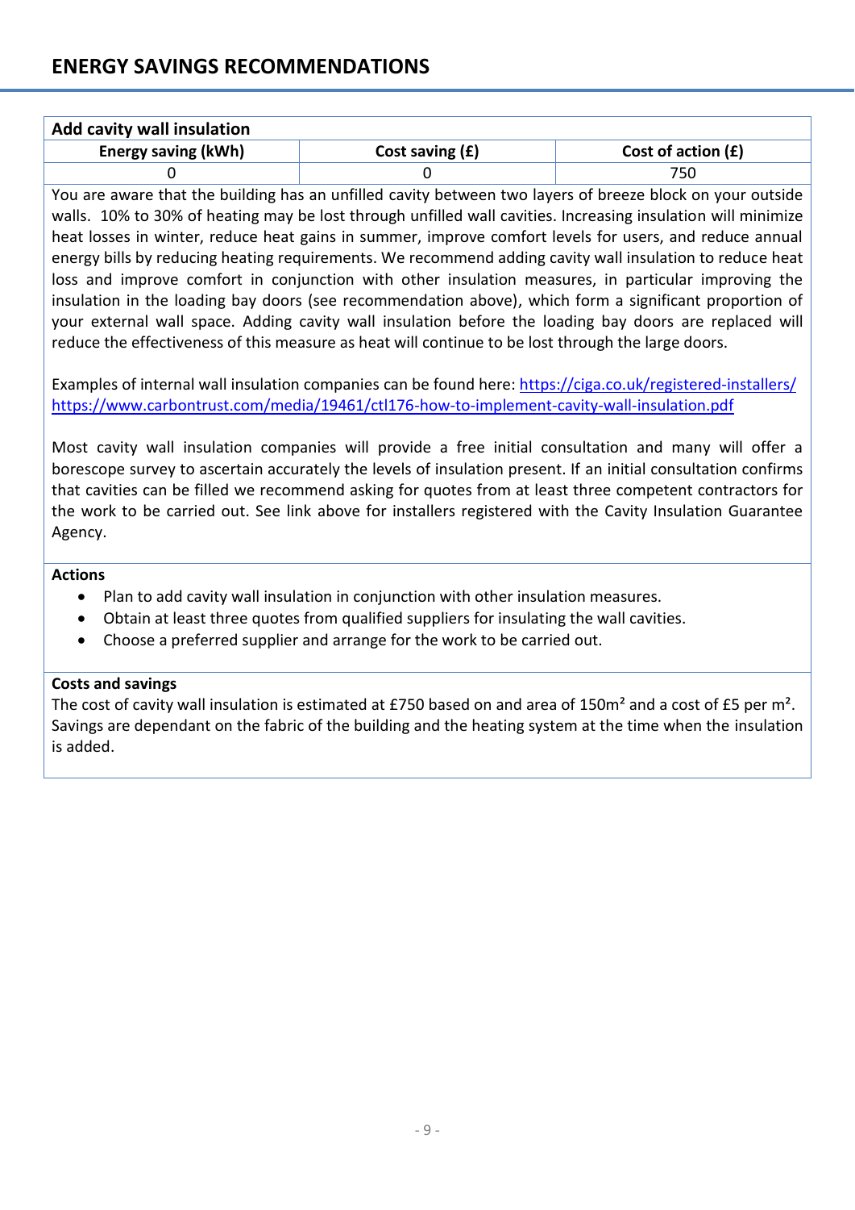## ENERGY SAVINGS RECOMMENDATIONS

### Add cavity wall insulation

| Energy saving (kWh) | Cost saving (£) | Cost of action (£) |
|---|---|---|
| 0 | 0 | 750 |

You are aware that the building has an unfilled cavity between two layers of breeze block on your outside walls. 10% to 30% of heating may be lost through unfilled wall cavities. Increasing insulation will minimize heat losses in winter, reduce heat gains in summer, improve comfort levels for users, and reduce annual energy bills by reducing heating requirements. We recommend adding cavity wall insulation to reduce heat loss and improve comfort in conjunction with other insulation measures, in particular improving the insulation in the loading bay doors (see recommendation above), which form a significant proportion of your external wall space. Adding cavity wall insulation before the loading bay doors are replaced will reduce the effectiveness of this measure as heat will continue to be lost through the large doors.

Examples of internal wall insulation companies can be found here: https://ciga.co.uk/registered-installers/ https://www.carbontrust.com/media/19461/ctl176-how-to-implement-cavity-wall-insulation.pdf

Most cavity wall insulation companies will provide a free initial consultation and many will offer a borescope survey to ascertain accurately the levels of insulation present. If an initial consultation confirms that cavities can be filled we recommend asking for quotes from at least three competent contractors for the work to be carried out. See link above for installers registered with the Cavity Insulation Guarantee Agency.

**Actions**

- Plan to add cavity wall insulation in conjunction with other insulation measures.
- Obtain at least three quotes from qualified suppliers for insulating the wall cavities.
- Choose a preferred supplier and arrange for the work to be carried out.

**Costs and savings**

The cost of cavity wall insulation is estimated at £750 based on and area of 150m² and a cost of £5 per m². Savings are dependant on the fabric of the building and the heating system at the time when the insulation is added.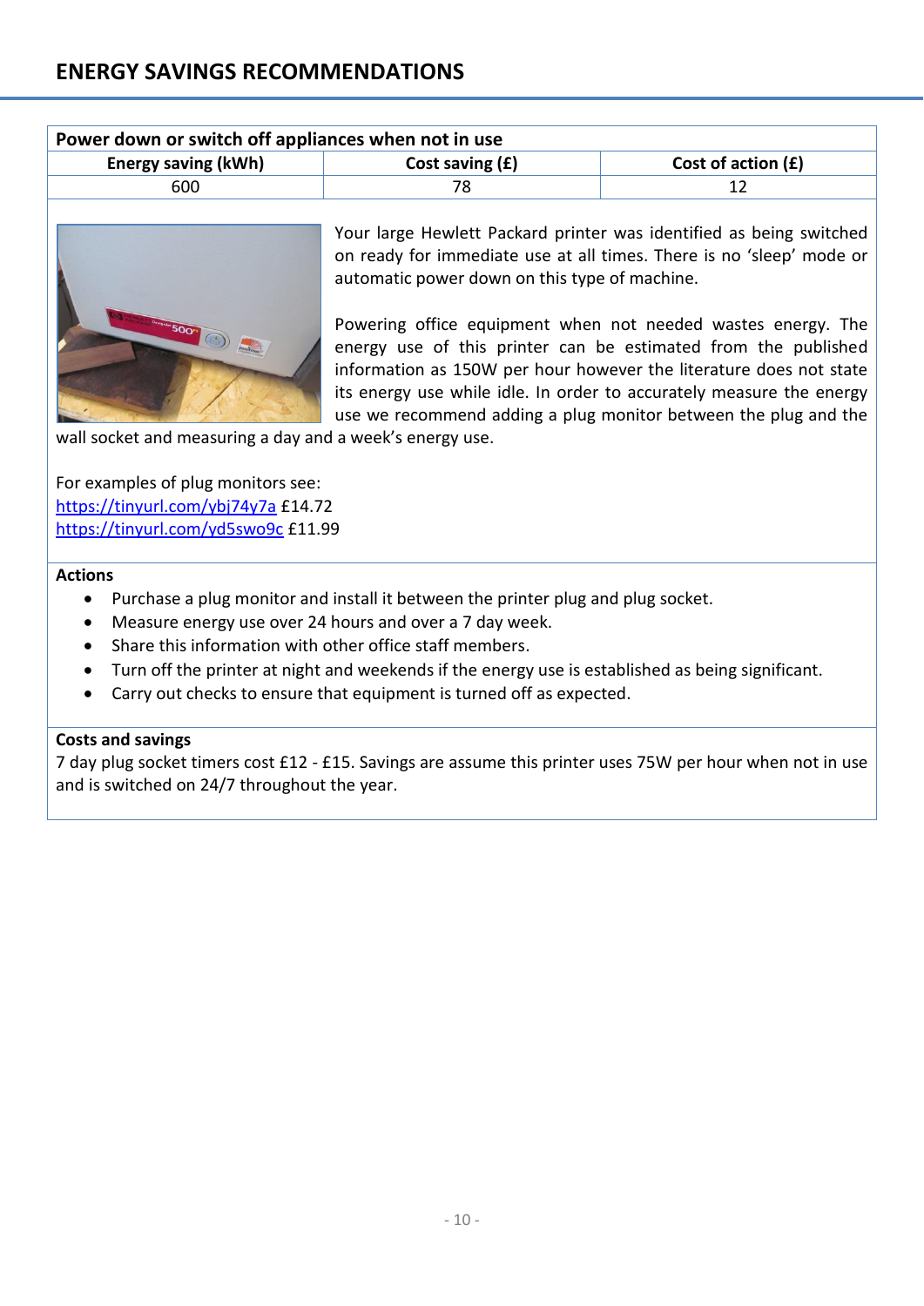## ENERGY SAVINGS RECOMMENDATIONS

| Power down or switch off appliances when not in use | | |
|---|---|---|
| **Energy saving (kWh)** | **Cost saving (£)** | **Cost of action (£)** |
| 600 | 78 | 12 |

Your large Hewlett Packard printer was identified as being switched on ready for immediate use at all times. There is no 'sleep' mode or automatic power down on this type of machine.

Powering office equipment when not needed wastes energy. The energy use of this printer can be estimated from the published information as 150W per hour however the literature does not state its energy use while idle. In order to accurately measure the energy use we recommend adding a plug monitor between the plug and the wall socket and measuring a day and a week's energy use.

For examples of plug monitors see:
https://tinyurl.com/ybj74y7a £14.72
https://tinyurl.com/yd5swo9c £11.99

**Actions**

- Purchase a plug monitor and install it between the printer plug and plug socket.
- Measure energy use over 24 hours and over a 7 day week.
- Share this information with other office staff members.
- Turn off the printer at night and weekends if the energy use is established as being significant.
- Carry out checks to ensure that equipment is turned off as expected.

**Costs and savings**

7 day plug socket timers cost £12 - £15. Savings are assume this printer uses 75W per hour when not in use and is switched on 24/7 throughout the year.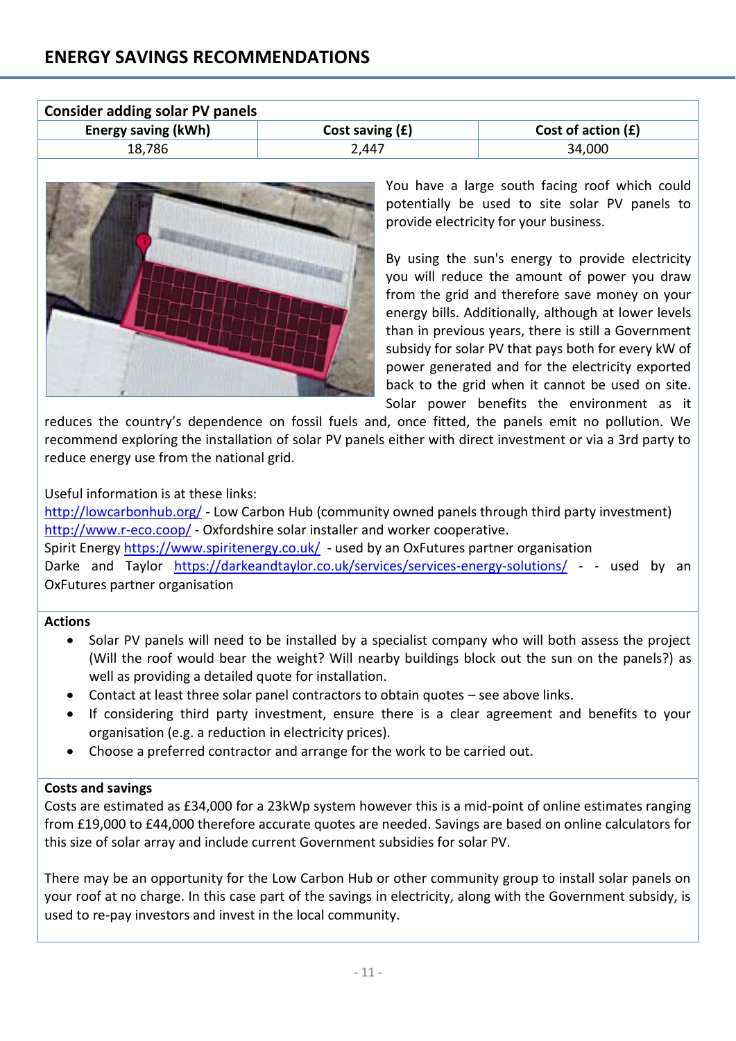## ENERGY SAVINGS RECOMMENDATIONS

| Consider adding solar PV panels | | |
|---|---|---|
| **Energy saving (kWh)** | **Cost saving (£)** | **Cost of action (£)** |
| 18,786 | 2,447 | 34,000 |

You have a large south facing roof which could potentially be used to site solar PV panels to provide electricity for your business.

By using the sun's energy to provide electricity you will reduce the amount of power you draw from the grid and therefore save money on your energy bills. Additionally, although at lower levels than in previous years, there is still a Government subsidy for solar PV that pays both for every kW of power generated and for the electricity exported back to the grid when it cannot be used on site. Solar power benefits the environment as it reduces the country's dependence on fossil fuels and, once fitted, the panels emit no pollution. We recommend exploring the installation of solar PV panels either with direct investment or via a 3rd party to reduce energy use from the national grid.

Useful information is at these links:
http://lowcarbonhub.org/ - Low Carbon Hub (community owned panels through third party investment)
http://www.r-eco.coop/ - Oxfordshire solar installer and worker cooperative.
Spirit Energy https://www.spiritenergy.co.uk/ - used by an OxFutures partner organisation
Darke and Taylor https://darkeandtaylor.co.uk/services/services-energy-solutions/ - - used by an OxFutures partner organisation

**Actions**

- Solar PV panels will need to be installed by a specialist company who will both assess the project (Will the roof would bear the weight? Will nearby buildings block out the sun on the panels?) as well as providing a detailed quote for installation.
- Contact at least three solar panel contractors to obtain quotes – see above links.
- If considering third party investment, ensure there is a clear agreement and benefits to your organisation (e.g. a reduction in electricity prices).
- Choose a preferred contractor and arrange for the work to be carried out.

**Costs and savings**

Costs are estimated as £34,000 for a 23kWp system however this is a mid-point of online estimates ranging from £19,000 to £44,000 therefore accurate quotes are needed. Savings are based on online calculators for this size of solar array and include current Government subsidies for solar PV.

There may be an opportunity for the Low Carbon Hub or other community group to install solar panels on your roof at no charge. In this case part of the savings in electricity, along with the Government subsidy, is used to re-pay investors and invest in the local community.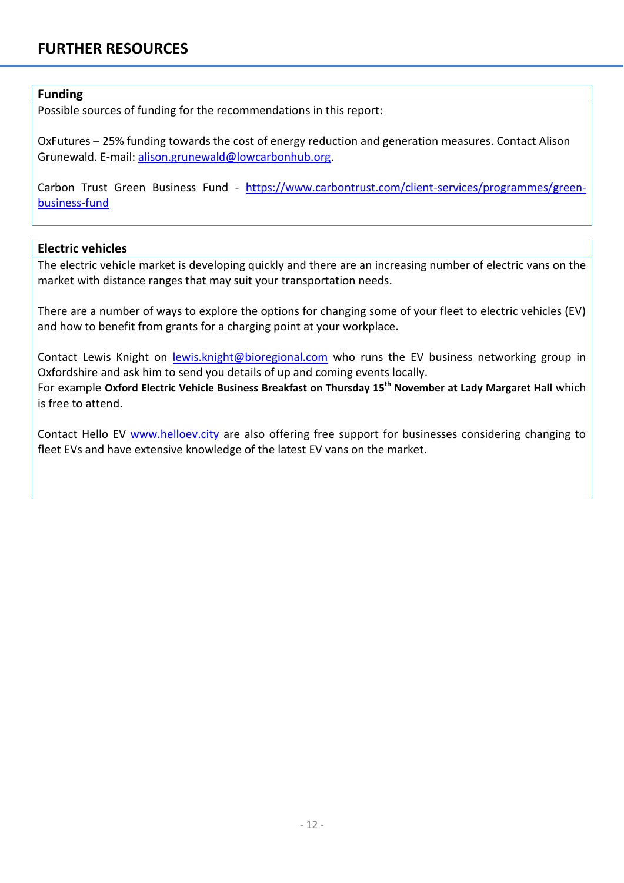# FURTHER RESOURCES

## Funding

Possible sources of funding for the recommendations in this report:

OxFutures – 25% funding towards the cost of energy reduction and generation measures. Contact Alison Grunewald. E-mail: alison.grunewald@lowcarbonhub.org.

Carbon Trust Green Business Fund - https://www.carbontrust.com/client-services/programmes/green-business-fund

## Electric vehicles

The electric vehicle market is developing quickly and there are an increasing number of electric vans on the market with distance ranges that may suit your transportation needs.

There are a number of ways to explore the options for changing some of your fleet to electric vehicles (EV) and how to benefit from grants for a charging point at your workplace.

Contact Lewis Knight on lewis.knight@bioregional.com who runs the EV business networking group in Oxfordshire and ask him to send you details of up and coming events locally.
For example **Oxford Electric Vehicle Business Breakfast on Thursday 15th November at Lady Margaret Hall** which is free to attend.

Contact Hello EV www.helloev.city are also offering free support for businesses considering changing to fleet EVs and have extensive knowledge of the latest EV vans on the market.